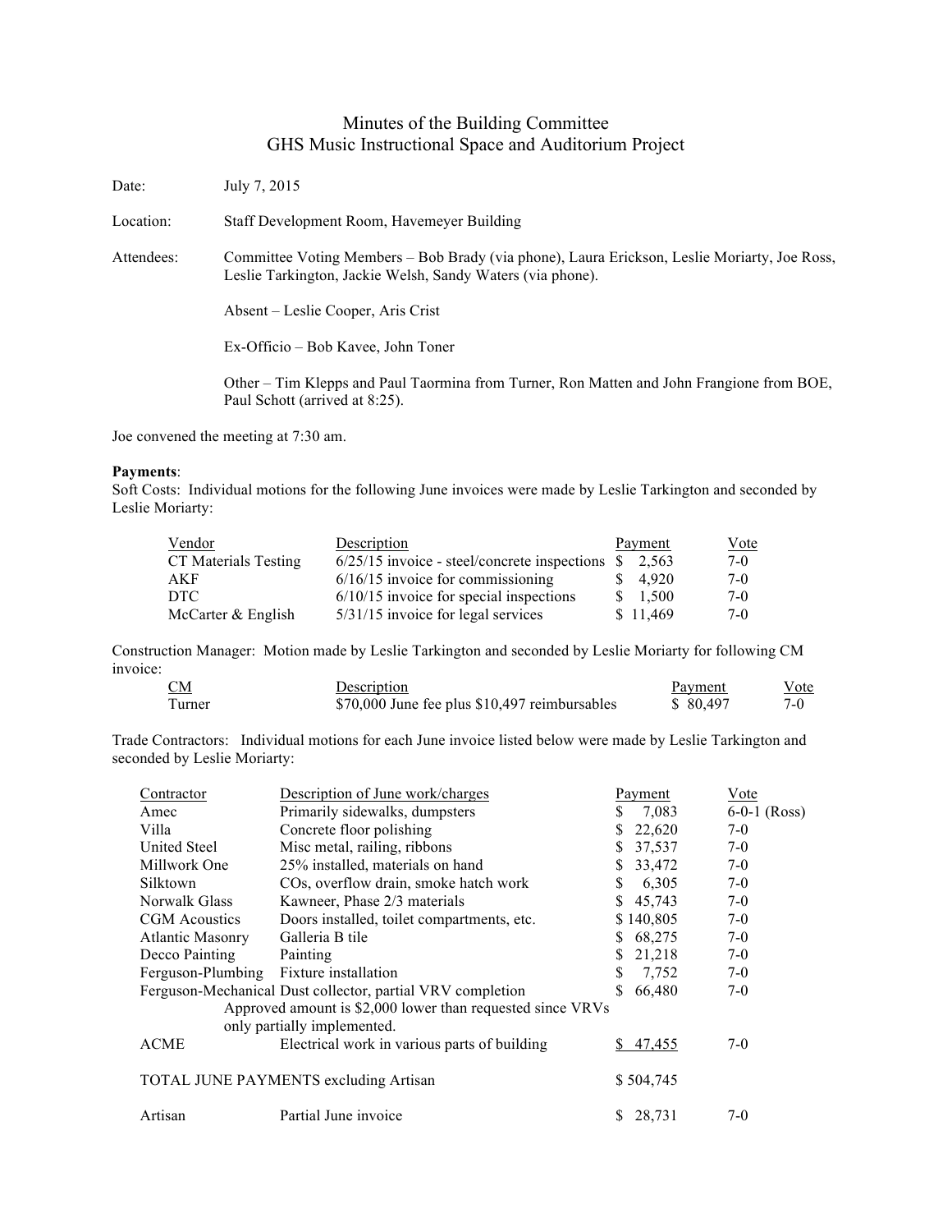# Minutes of the Building Committee
## GHS Music Instructional Space and Auditorium Project

Date: July 7, 2015

Location: Staff Development Room, Havemeyer Building

Attendees: Committee Voting Members – Bob Brady (via phone), Laura Erickson, Leslie Moriarty, Joe Ross, Leslie Tarkington, Jackie Welsh, Sandy Waters (via phone).

Absent – Leslie Cooper, Aris Crist

Ex-Officio – Bob Kavee, John Toner

Other – Tim Klepps and Paul Taormina from Turner, Ron Matten and John Frangione from BOE, Paul Schott (arrived at 8:25).

Joe convened the meeting at 7:30 am.

**Payments**:
Soft Costs: Individual motions for the following June invoices were made by Leslie Tarkington and seconded by Leslie Moriarty:

| Vendor | Description | Payment | Vote |
|---|---|---|---|
| CT Materials Testing | 6/25/15 invoice - steel/concrete inspections | $ 2,563 | 7-0 |
| AKF | 6/16/15 invoice for commissioning | $ 4,920 | 7-0 |
| DTC | 6/10/15 invoice for special inspections | $ 1,500 | 7-0 |
| McCarter & English | 5/31/15 invoice for legal services | $ 11,469 | 7-0 |

Construction Manager: Motion made by Leslie Tarkington and seconded by Leslie Moriarty for following CM invoice:

| CM | Description | Payment | Vote |
|---|---|---|---|
| Turner | $70,000 June fee plus $10,497 reimbursables | $ 80,497 | 7-0 |

Trade Contractors: Individual motions for each June invoice listed below were made by Leslie Tarkington and seconded by Leslie Moriarty:

| Contractor | Description of June work/charges | Payment | Vote |
|---|---|---|---|
| Amec | Primarily sidewalks, dumpsters | $ 7,083 | 6-0-1 (Ross) |
| Villa | Concrete floor polishing | $ 22,620 | 7-0 |
| United Steel | Misc metal, railing, ribbons | $ 37,537 | 7-0 |
| Millwork One | 25% installed, materials on hand | $ 33,472 | 7-0 |
| Silktown | COs, overflow drain, smoke hatch work | $ 6,305 | 7-0 |
| Norwalk Glass | Kawneer, Phase 2/3 materials | $ 45,743 | 7-0 |
| CGM Acoustics | Doors installed, toilet compartments, etc. | $ 140,805 | 7-0 |
| Atlantic Masonry | Galleria B tile | $ 68,275 | 7-0 |
| Decco Painting | Painting | $ 21,218 | 7-0 |
| Ferguson-Plumbing | Fixture installation | $ 7,752 | 7-0 |
| Ferguson-Mechanical | Dust collector, partial VRV completion<br>Approved amount is $2,000 lower than requested since VRVs only partially implemented. | $ 66,480 | 7-0 |
| ACME | Electrical work in various parts of building | $ 47,455 | 7-0 |
| TOTAL JUNE PAYMENTS excluding Artisan | | $ 504,745 | |
| Artisan | Partial June invoice | $ 28,731 | 7-0 |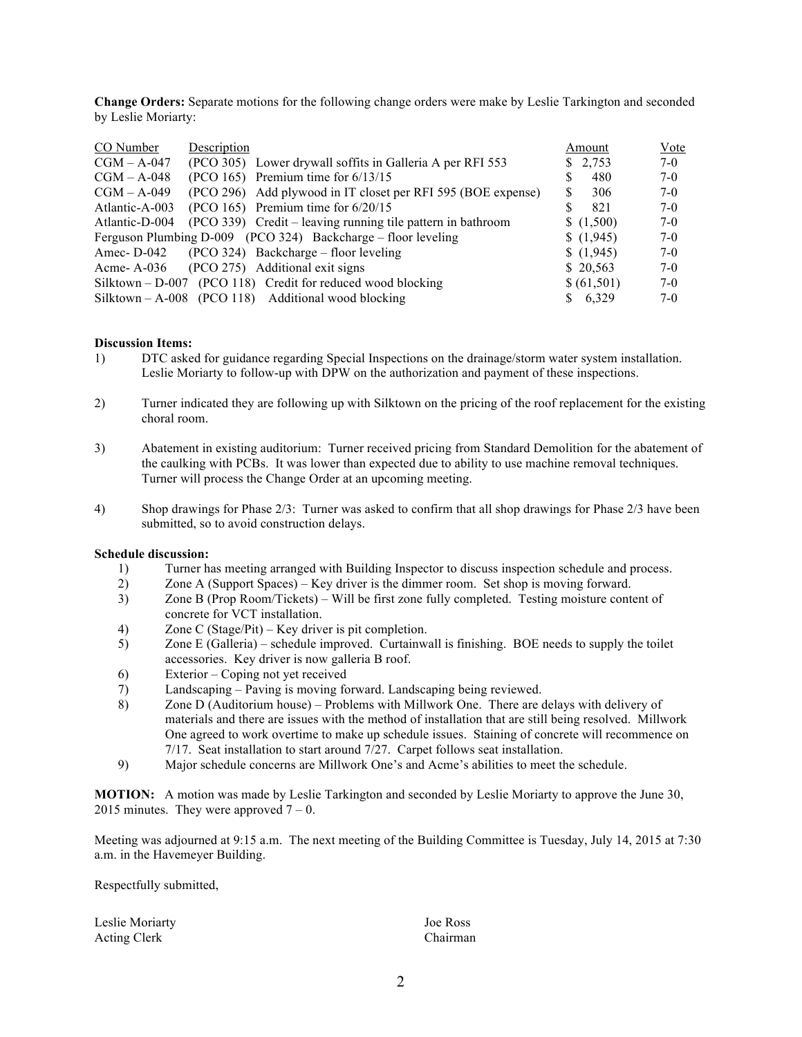**Change Orders:** Separate motions for the following change orders were make by Leslie Tarkington and seconded by Leslie Moriarty:

| CO Number | Description | Amount | Vote |
|---|---|---|---|
| CGM – A-047 | (PCO 305) Lower drywall soffits in Galleria A per RFI 553 | $ 2,753 | 7-0 |
| CGM – A-048 | (PCO 165) Premium time for 6/13/15 | $ 480 | 7-0 |
| CGM – A-049 | (PCO 296) Add plywood in IT closet per RFI 595 (BOE expense) | $ 306 | 7-0 |
| Atlantic-A-003 | (PCO 165) Premium time for 6/20/15 | $ 821 | 7-0 |
| Atlantic-D-004 | (PCO 339) Credit – leaving running tile pattern in bathroom | $ (1,500) | 7-0 |
| Ferguson Plumbing D-009 | (PCO 324) Backcharge – floor leveling | $ (1,945) | 7-0 |
| Amec- D-042 | (PCO 324) Backcharge – floor leveling | $ (1,945) | 7-0 |
| Acme- A-036 | (PCO 275) Additional exit signs | $ 20,563 | 7-0 |
| Silktown – D-007 | (PCO 118) Credit for reduced wood blocking | $ (61,501) | 7-0 |
| Silktown – A-008 | (PCO 118) Additional wood blocking | $ 6,329 | 7-0 |

**Discussion Items:**

1) DTC asked for guidance regarding Special Inspections on the drainage/storm water system installation. Leslie Moriarty to follow-up with DPW on the authorization and payment of these inspections.

2) Turner indicated they are following up with Silktown on the pricing of the roof replacement for the existing choral room.

3) Abatement in existing auditorium: Turner received pricing from Standard Demolition for the abatement of the caulking with PCBs. It was lower than expected due to ability to use machine removal techniques. Turner will process the Change Order at an upcoming meeting.

4) Shop drawings for Phase 2/3: Turner was asked to confirm that all shop drawings for Phase 2/3 have been submitted, so to avoid construction delays.

**Schedule discussion:**

1) Turner has meeting arranged with Building Inspector to discuss inspection schedule and process.
2) Zone A (Support Spaces) – Key driver is the dimmer room. Set shop is moving forward.
3) Zone B (Prop Room/Tickets) – Will be first zone fully completed. Testing moisture content of concrete for VCT installation.
4) Zone C (Stage/Pit) – Key driver is pit completion.
5) Zone E (Galleria) – schedule improved. Curtainwall is finishing. BOE needs to supply the toilet accessories. Key driver is now galleria B roof.
6) Exterior – Coping not yet received
7) Landscaping – Paving is moving forward. Landscaping being reviewed.
8) Zone D (Auditorium house) – Problems with Millwork One. There are delays with delivery of materials and there are issues with the method of installation that are still being resolved. Millwork One agreed to work overtime to make up schedule issues. Staining of concrete will recommence on 7/17. Seat installation to start around 7/27. Carpet follows seat installation.
9) Major schedule concerns are Millwork One's and Acme's abilities to meet the schedule.

**MOTION:** A motion was made by Leslie Tarkington and seconded by Leslie Moriarty to approve the June 30, 2015 minutes. They were approved 7 – 0.

Meeting was adjourned at 9:15 a.m. The next meeting of the Building Committee is Tuesday, July 14, 2015 at 7:30 a.m. in the Havemeyer Building.

Respectfully submitted,

Leslie Moriarty
Acting Clerk

Joe Ross
Chairman